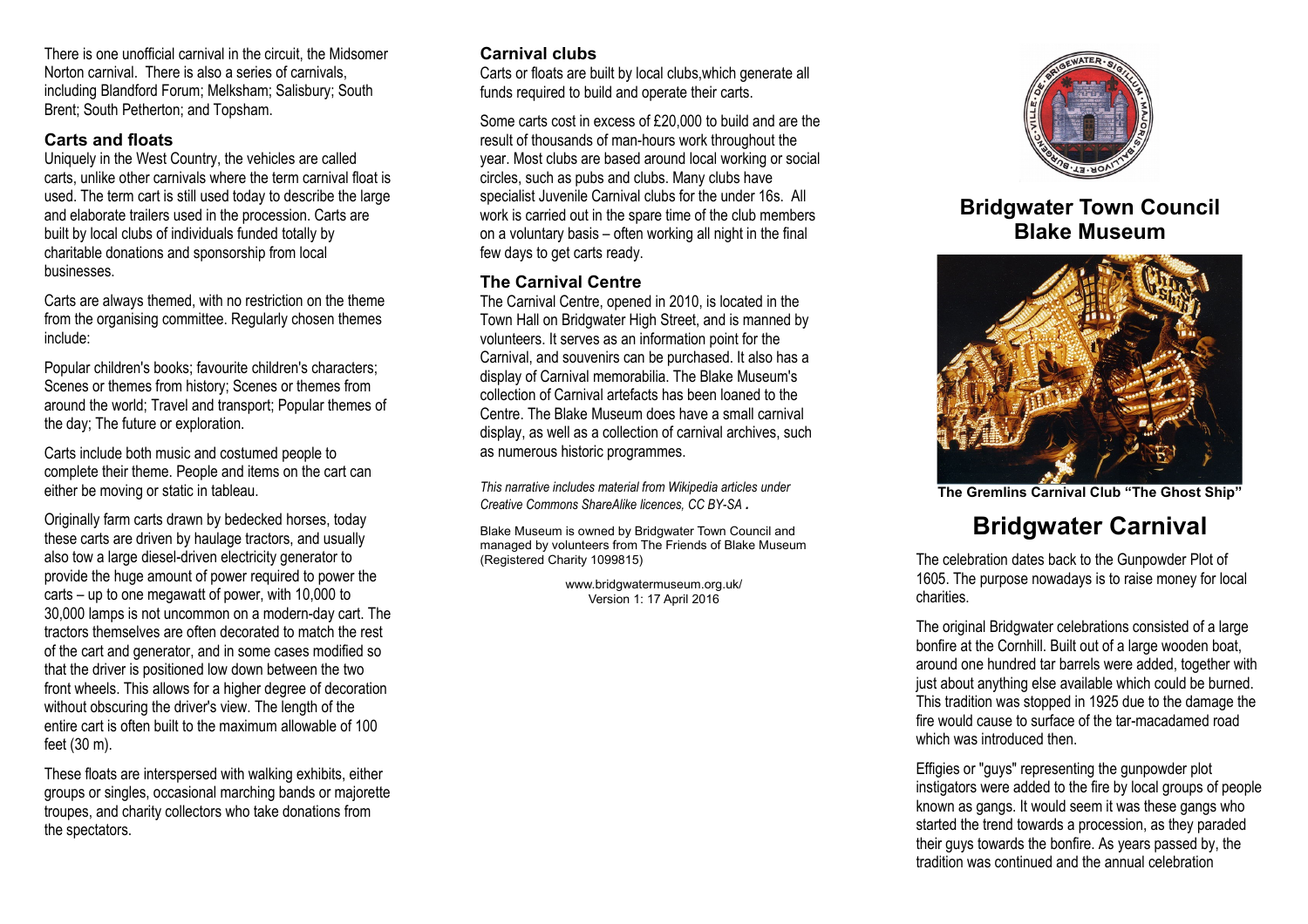There is one unofficial carnival in the circuit, the Midsomer Norton carnival. There is also a series of carnivals, including Blandford Forum; Melksham; Salisbury; South Brent; South Petherton; and Topsham.

### Carts and floats

Uniquely in the West Country, the vehicles are called carts, unlike other carnivals where the term carnival float is used. The term cart is still used today to describe the large and elaborate trailers used in the procession. Carts are built by local clubs of individuals funded totally by charitable donations and sponsorship from local businesses.

Carts are always themed, with no restriction on the theme from the organising committee. Regularly chosen themes include:

Popular children's books; favourite children's characters; Scenes or themes from history; Scenes or themes from around the world; Travel and transport; Popular themes of the day; The future or exploration.

Carts include both music and costumed people to complete their theme. People and items on the cart can either be moving or static in tableau.

Originally farm carts drawn by bedecked horses, today these carts are driven by haulage tractors, and usually also tow a large diesel-driven electricity generator to provide the huge amount of power required to power the carts – up to one megawatt of power, with 10,000 to 30,000 lamps is not uncommon on a modern-day cart. The tractors themselves are often decorated to match the rest of the cart and generator, and in some cases modified so that the driver is positioned low down between the two front wheels. This allows for a higher degree of decoration without obscuring the driver's view. The length of the entire cart is often built to the maximum allowable of 100 feet (30 m).

These floats are interspersed with walking exhibits, either groups or singles, occasional marching bands or majorette troupes, and charity collectors who take donations from the spectators.

### Carnival clubs

Carts or floats are built by local clubs,which generate all funds required to build and operate their carts.

Some carts cost in excess of £20,000 to build and are the result of thousands of man-hours work throughout the year. Most clubs are based around local working or social circles, such as pubs and clubs. Many clubs have specialist Juvenile Carnival clubs for the under 16s. All work is carried out in the spare time of the club members on a voluntary basis – often working all night in the final few days to get carts ready.

### The Carnival Centre

The Carnival Centre, opened in 2010, is located in the Town Hall on Bridgwater High Street, and is manned by volunteers. It serves as an information point for the Carnival, and souvenirs can be purchased. It also has a display of Carnival memorabilia. The Blake Museum's collection of Carnival artefacts has been loaned to the Centre. The Blake Museum does have a small carnival display, as well as a collection of carnival archives, such as numerous historic programmes.

*This narrative includes material from Wikipedia articles under Creative Commons ShareAlike licences, CC BY-SA .*

Blake Museum is owned by Bridgwater Town Council and managed by volunteers from The Friends of Blake Museum (Registered Charity 1099815)

www.bridgwatermuseum.org.uk/
Version 1: 17 April 2016

## Bridgwater Town Council
## Blake Museum

**The Gremlins Carnival Club "The Ghost Ship"**

# Bridgwater Carnival

The celebration dates back to the Gunpowder Plot of 1605. The purpose nowadays is to raise money for local charities.

The original Bridgwater celebrations consisted of a large bonfire at the Cornhill. Built out of a large wooden boat, around one hundred tar barrels were added, together with just about anything else available which could be burned. This tradition was stopped in 1925 due to the damage the fire would cause to surface of the tar-macadamed road which was introduced then.

Effigies or "guys" representing the gunpowder plot instigators were added to the fire by local groups of people known as gangs. It would seem it was these gangs who started the trend towards a procession, as they paraded their guys towards the bonfire. As years passed by, the tradition was continued and the annual celebration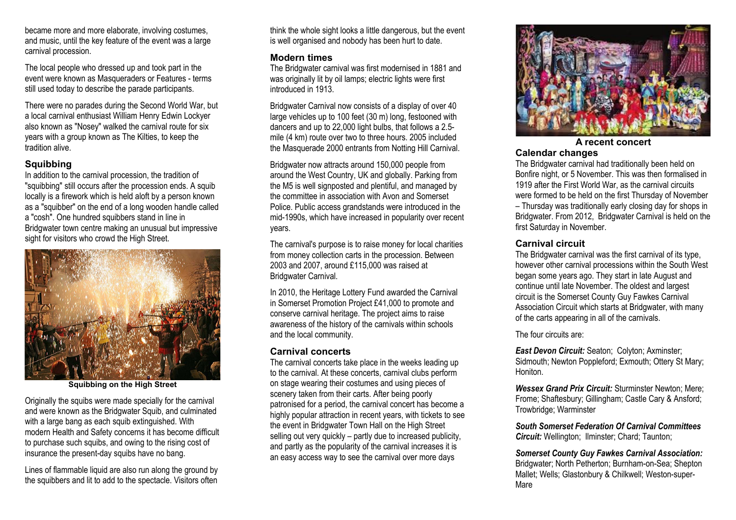became more and more elaborate, involving costumes, and music, until the key feature of the event was a large carnival procession.

The local people who dressed up and took part in the event were known as Masqueraders or Features - terms still used today to describe the parade participants.

There were no parades during the Second World War, but a local carnival enthusiast William Henry Edwin Lockyer also known as "Nosey" walked the carnival route for six years with a group known as The Kilties, to keep the tradition alive.

## Squibbing

In addition to the carnival procession, the tradition of "squibbing" still occurs after the procession ends. A squib locally is a firework which is held aloft by a person known as a "squibber" on the end of a long wooden handle called a "cosh". One hundred squibbers stand in line in Bridgwater town centre making an unusual but impressive sight for visitors who crowd the High Street.

**Squibbing on the High Street**

Originally the squibs were made specially for the carnival and were known as the Bridgwater Squib, and culminated with a large bang as each squib extinguished. With modern Health and Safety concerns it has become difficult to purchase such squibs, and owing to the rising cost of insurance the present-day squibs have no bang.

Lines of flammable liquid are also run along the ground by the squibbers and lit to add to the spectacle. Visitors often think the whole sight looks a little dangerous, but the event is well organised and nobody has been hurt to date.

## Modern times

The Bridgwater carnival was first modernised in 1881 and was originally lit by oil lamps; electric lights were first introduced in 1913.

Bridgwater Carnival now consists of a display of over 40 large vehicles up to 100 feet (30 m) long, festooned with dancers and up to 22,000 light bulbs, that follows a 2.5-mile (4 km) route over two to three hours. 2005 included the Masquerade 2000 entrants from Notting Hill Carnival.

Bridgwater now attracts around 150,000 people from around the West Country, UK and globally. Parking from the M5 is well signposted and plentiful, and managed by the committee in association with Avon and Somerset Police. Public access grandstands were introduced in the mid-1990s, which have increased in popularity over recent years.

The carnival's purpose is to raise money for local charities from money collection carts in the procession. Between 2003 and 2007, around £115,000 was raised at Bridgwater Carnival.

In 2010, the Heritage Lottery Fund awarded the Carnival in Somerset Promotion Project £41,000 to promote and conserve carnival heritage. The project aims to raise awareness of the history of the carnivals within schools and the local community.

## Carnival concerts

The carnival concerts take place in the weeks leading up to the carnival. At these concerts, carnival clubs perform on stage wearing their costumes and using pieces of scenery taken from their carts. After being poorly patronised for a period, the carnival concert has become a highly popular attraction in recent years, with tickets to see the event in Bridgwater Town Hall on the High Street selling out very quickly – partly due to increased publicity, and partly as the popularity of the carnival increases it is an easy access way to see the carnival over more days

**A recent concert**

## Calendar changes

The Bridgwater carnival had traditionally been held on Bonfire night, or 5 November. This was then formalised in 1919 after the First World War, as the carnival circuits were formed to be held on the first Thursday of November – Thursday was traditionally early closing day for shops in Bridgwater. From 2012, Bridgwater Carnival is held on the first Saturday in November.

## Carnival circuit

The Bridgwater carnival was the first carnival of its type, however other carnival processions within the South West began some years ago. They start in late August and continue until late November. The oldest and largest circuit is the Somerset County Guy Fawkes Carnival Association Circuit which starts at Bridgwater, with many of the carts appearing in all of the carnivals.

The four circuits are:

***East Devon Circuit:*** Seaton; Colyton; Axminster; Sidmouth; Newton Poppleford; Exmouth; Ottery St Mary; Honiton.

***Wessex Grand Prix Circuit:*** Sturminster Newton; Mere; Frome; Shaftesbury; Gillingham; Castle Cary & Ansford; Trowbridge; Warminster

***South Somerset Federation Of Carnival Committees Circuit:*** Wellington; Ilminster; Chard; Taunton;

***Somerset County Guy Fawkes Carnival Association:*** Bridgwater; North Petherton; Burnham-on-Sea; Shepton Mallet; Wells; Glastonbury & Chilkwell; Weston-super-Mare